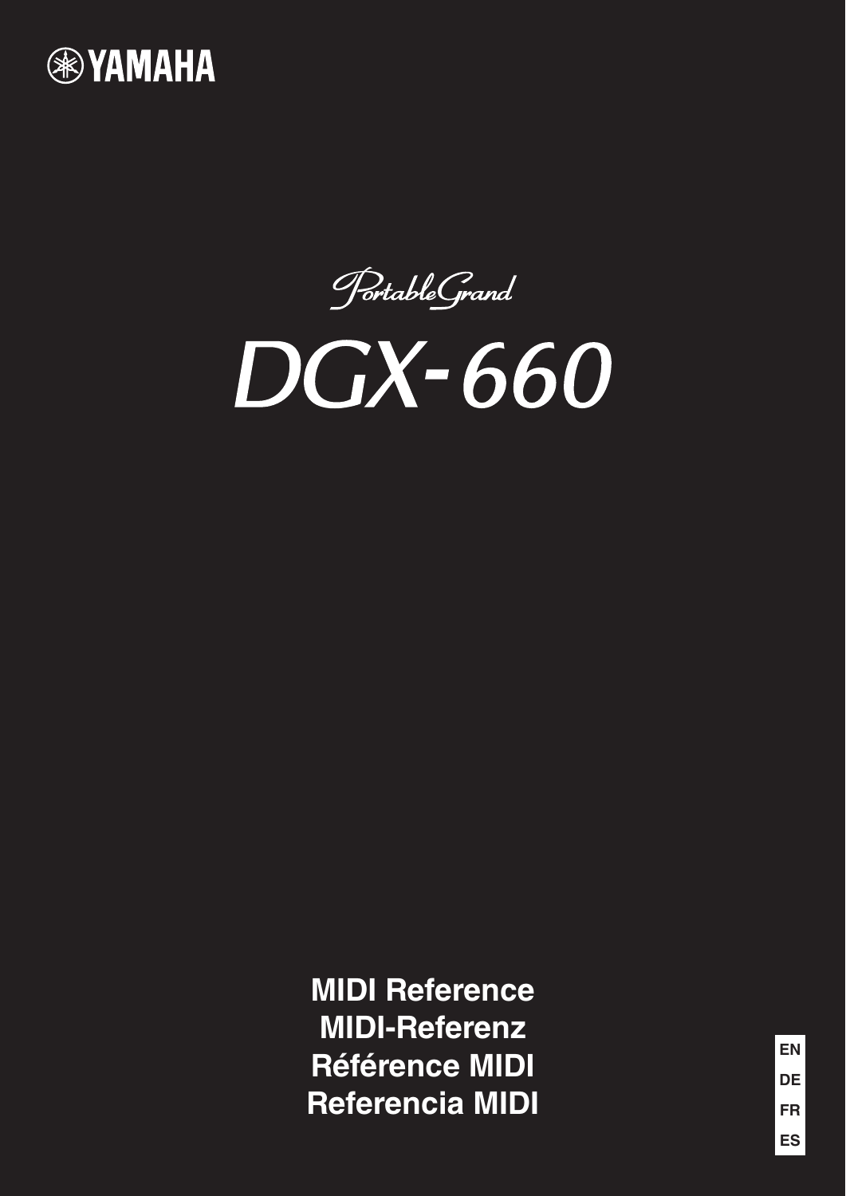YAMAHA

PortableGrand

# DGX-660

**MIDI Reference**

**MIDI-Referenz**

**Référence MIDI**

**Referencia MIDI**

EN

DE

FR

ES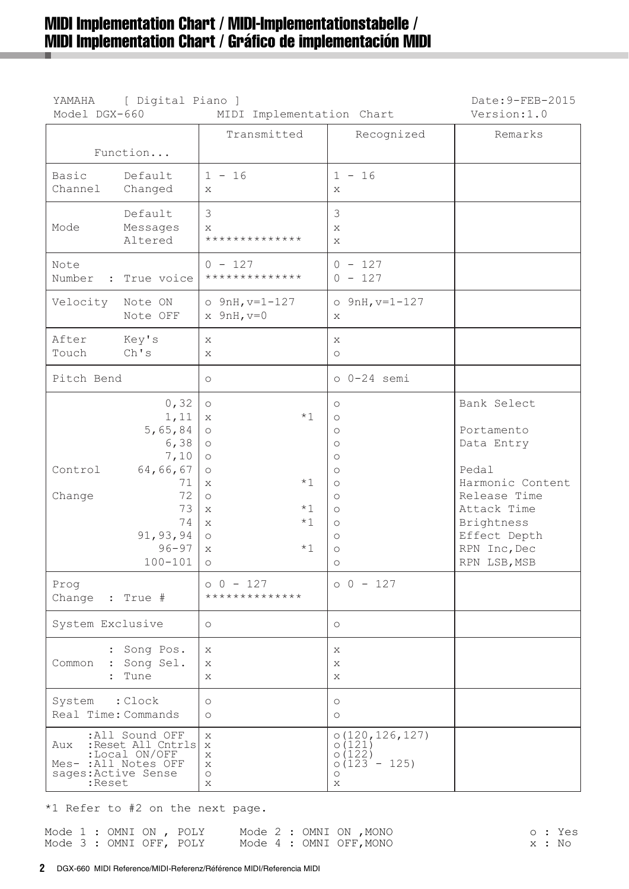# MIDI Implementation Chart / MIDI-Implementationstabelle / MIDI Implementation Chart / Gráfico de implementación MIDI

YAMAHA [ Digital Piano ]　　Date:9-FEB-2015
Model DGX-660　　MIDI Implementation Chart　　Version:1.0

| Function... | | Transmitted | Recognized | Remarks |
|---|---|---|---|---|
| Basic Channel | Default | 1 - 16 | 1 - 16 | |
| | Changed | x | x | |
| Mode | Default | 3 | 3 | |
| | Messages | x | x | |
| | Altered | ************** | x | |
| Note Number | : True voice | 0 - 127<br>************** | 0 - 127<br>0 - 127 | |
| Velocity | Note ON | o 9nH,v=1-127 | o 9nH,v=1-127 | |
| | Note OFF | x 9nH,v=0 | x | |
| After Touch | Key's | x | x | |
| | Ch's | x | o | |
| Pitch Bend | | o | o 0-24 semi | |
| Control Change | 0,32 | o | o | Bank Select |
| | 1,11 | x *1 | o | |
| | 5,65,84 | o | o | Portamento |
| | 6,38 | o | o | Data Entry |
| | 7,10 | o | o | |
| | 64,66,67 | o | o | Pedal |
| | 71 | x *1 | o | Harmonic Content |
| | 72 | o | o | Release Time |
| | 73 | x *1 | o | Attack Time |
| | 74 | x *1 | o | Brightness |
| | 91,93,94 | o | o | Effect Depth |
| | 96-97 | x *1 | o | RPN Inc,Dec |
| | 100-101 | o | o | RPN LSB,MSB |
| Prog Change | : True # | o 0 - 127<br>************** | o 0 - 127 | |
| System Exclusive | | o | o | |
| Common | : Song Pos. | x | x | |
| | : Song Sel. | x | x | |
| | : Tune | x | x | |
| System Real Time | : Clock | o | o | |
| | : Commands | o | o | |
| Aux Messages | :All Sound OFF | x | o(120,126,127) | |
| | :Reset All Cntrls | x | o(121) | |
| | :Local ON/OFF | x | o(122) | |
| | :All Notes OFF | x | o(123 - 125) | |
| | :Active Sense | o | o | |
| | :Reset | x | x | |

*1 Refer to #2 on the next page.

Mode 1 : OMNI ON , POLY　　Mode 2 : OMNI ON ,MONO　　o : Yes
Mode 3 : OMNI OFF, POLY　　Mode 4 : OMNI OFF,MONO　　x : No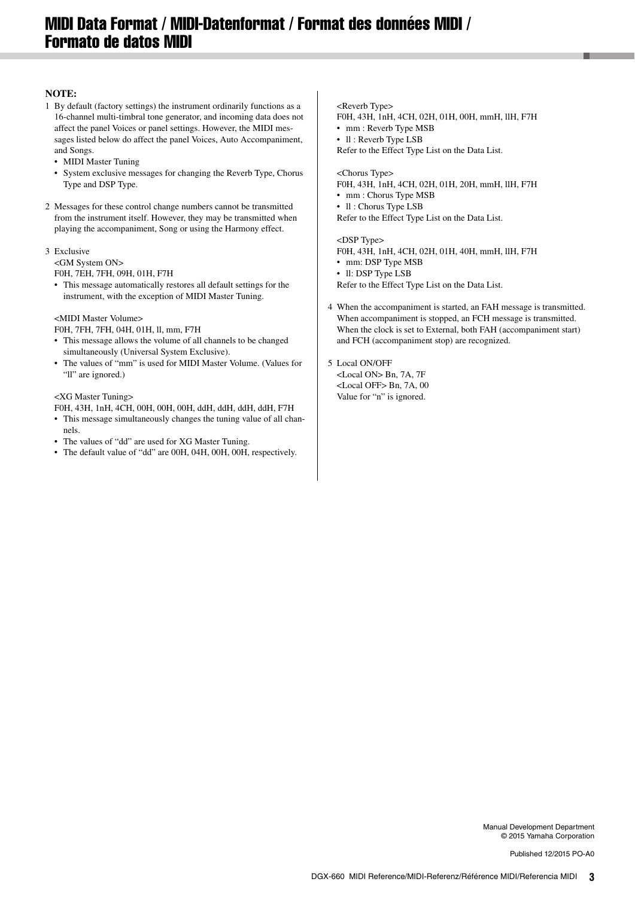# MIDI Data Format / MIDI-Datenformat / Format des données MIDI / Formato de datos MIDI

**NOTE:**

1 By default (factory settings) the instrument ordinarily functions as a 16-channel multi-timbral tone generator, and incoming data does not affect the panel Voices or panel settings. However, the MIDI messages listed below do affect the panel Voices, Auto Accompaniment, and Songs.
- MIDI Master Tuning
- System exclusive messages for changing the Reverb Type, Chorus Type and DSP Type.

2 Messages for these control change numbers cannot be transmitted from the instrument itself. However, they may be transmitted when playing the accompaniment, Song or using the Harmony effect.

3 Exclusive

<GM System ON>
F0H, 7EH, 7FH, 09H, 01H, F7H
- This message automatically restores all default settings for the instrument, with the exception of MIDI Master Tuning.

<MIDI Master Volume>
F0H, 7FH, 7FH, 04H, 01H, ll, mm, F7H
- This message allows the volume of all channels to be changed simultaneously (Universal System Exclusive).
- The values of "mm" is used for MIDI Master Volume. (Values for "ll" are ignored.)

<XG Master Tuning>
F0H, 43H, 1nH, 4CH, 00H, 00H, 00H, ddH, ddH, ddH, ddH, F7H
- This message simultaneously changes the tuning value of all channels.
- The values of "dd" are used for XG Master Tuning.
- The default value of "dd" are 00H, 04H, 00H, 00H, respectively.

<Reverb Type>
F0H, 43H, 1nH, 4CH, 02H, 01H, 00H, mmH, llH, F7H
- mm : Reverb Type MSB
- ll : Reverb Type LSB

Refer to the Effect Type List on the Data List.

<Chorus Type>
F0H, 43H, 1nH, 4CH, 02H, 01H, 20H, mmH, llH, F7H
- mm : Chorus Type MSB
- ll : Chorus Type LSB

Refer to the Effect Type List on the Data List.

<DSP Type>
F0H, 43H, 1nH, 4CH, 02H, 01H, 40H, mmH, llH, F7H
- mm: DSP Type MSB
- ll: DSP Type LSB

Refer to the Effect Type List on the Data List.

4 When the accompaniment is started, an FAH message is transmitted. When accompaniment is stopped, an FCH message is transmitted. When the clock is set to External, both FAH (accompaniment start) and FCH (accompaniment stop) are recognized.

5 Local ON/OFF
<Local ON> Bn, 7A, 7F
<Local OFF> Bn, 7A, 00
Value for "n" is ignored.

Manual Development Department
© 2015 Yamaha Corporation

Published 12/2015 PO-A0